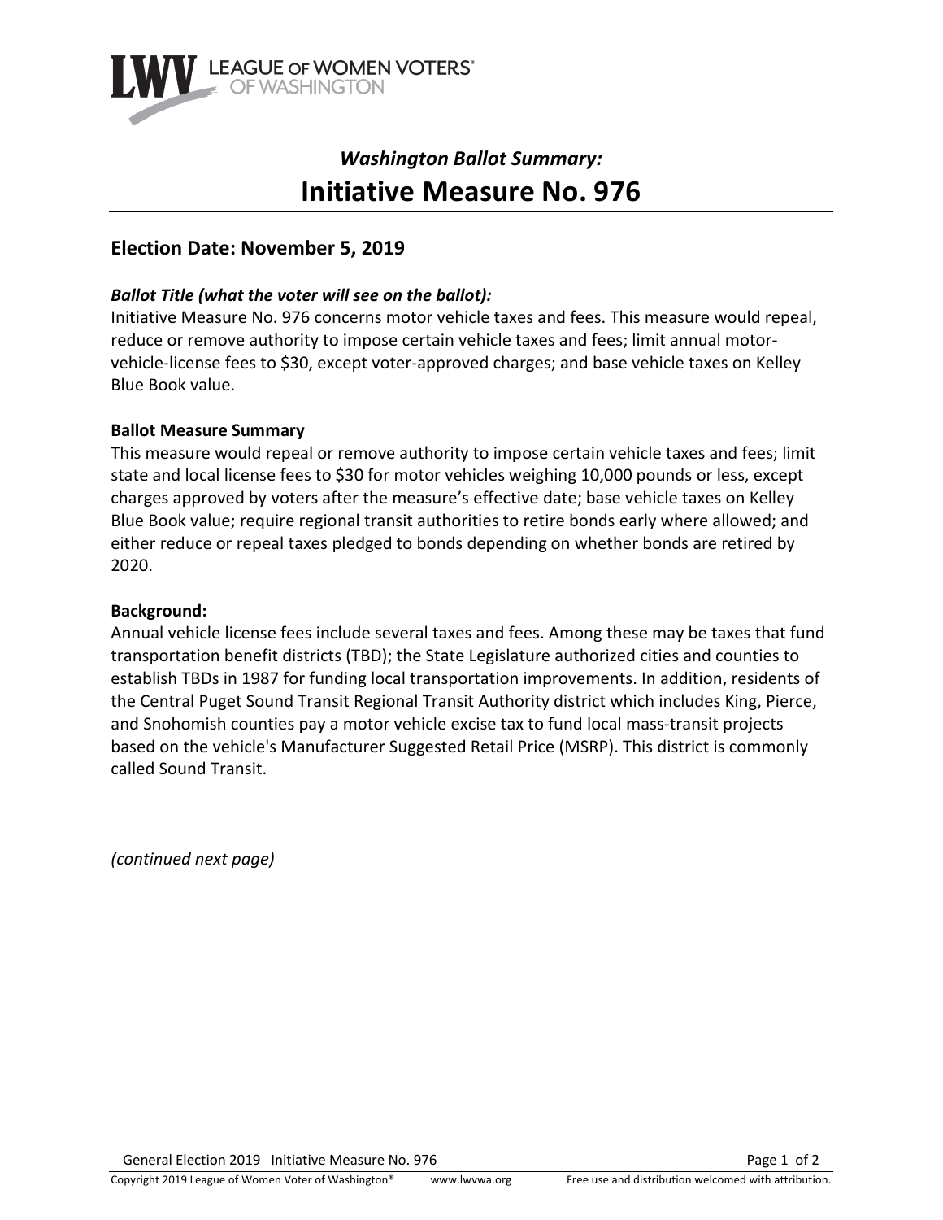LEAGUE OF WOMEN VOTERS® OF WASHINGTON

## *Washington Ballot Summary:*

# Initiative Measure No. 976

## Election Date: November 5, 2019

***Ballot Title (what the voter will see on the ballot):***

Initiative Measure No. 976 concerns motor vehicle taxes and fees. This measure would repeal, reduce or remove authority to impose certain vehicle taxes and fees; limit annual motor-vehicle-license fees to $30, except voter-approved charges; and base vehicle taxes on Kelley Blue Book value.

**Ballot Measure Summary**

This measure would repeal or remove authority to impose certain vehicle taxes and fees; limit state and local license fees to $30 for motor vehicles weighing 10,000 pounds or less, except charges approved by voters after the measure's effective date; base vehicle taxes on Kelley Blue Book value; require regional transit authorities to retire bonds early where allowed; and either reduce or repeal taxes pledged to bonds depending on whether bonds are retired by 2020.

**Background:**

Annual vehicle license fees include several taxes and fees. Among these may be taxes that fund transportation benefit districts (TBD); the State Legislature authorized cities and counties to establish TBDs in 1987 for funding local transportation improvements. In addition, residents of the Central Puget Sound Transit Regional Transit Authority district which includes King, Pierce, and Snohomish counties pay a motor vehicle excise tax to fund local mass-transit projects based on the vehicle's Manufacturer Suggested Retail Price (MSRP). This district is commonly called Sound Transit.

*(continued next page)*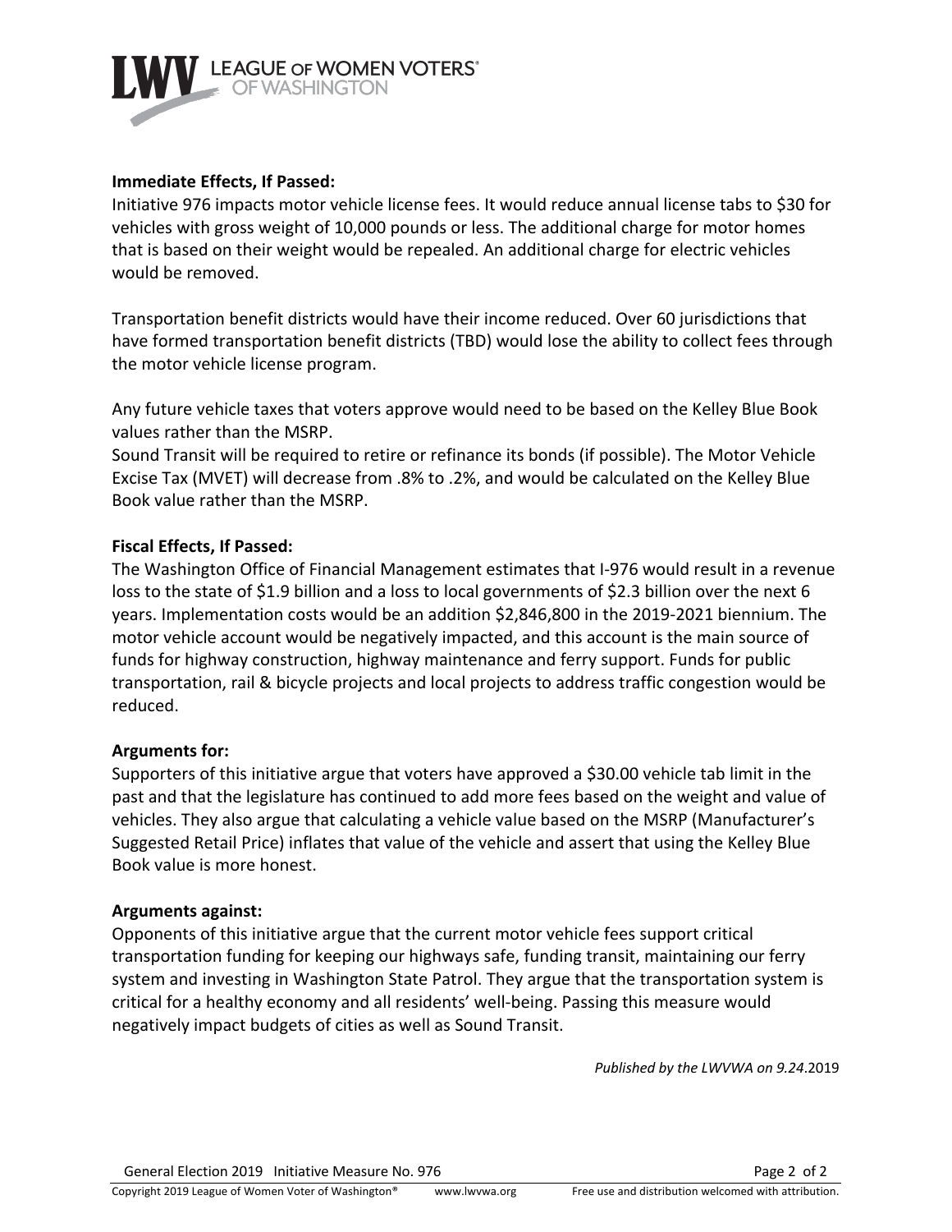**Immediate Effects, If Passed:**

Initiative 976 impacts motor vehicle license fees. It would reduce annual license tabs to $30 for vehicles with gross weight of 10,000 pounds or less. The additional charge for motor homes that is based on their weight would be repealed. An additional charge for electric vehicles would be removed.

Transportation benefit districts would have their income reduced. Over 60 jurisdictions that have formed transportation benefit districts (TBD) would lose the ability to collect fees through the motor vehicle license program.

Any future vehicle taxes that voters approve would need to be based on the Kelley Blue Book values rather than the MSRP.
Sound Transit will be required to retire or refinance its bonds (if possible). The Motor Vehicle Excise Tax (MVET) will decrease from .8% to .2%, and would be calculated on the Kelley Blue Book value rather than the MSRP.

**Fiscal Effects, If Passed:**

The Washington Office of Financial Management estimates that I-976 would result in a revenue loss to the state of $1.9 billion and a loss to local governments of $2.3 billion over the next 6 years. Implementation costs would be an addition $2,846,800 in the 2019-2021 biennium. The motor vehicle account would be negatively impacted, and this account is the main source of funds for highway construction, highway maintenance and ferry support. Funds for public transportation, rail & bicycle projects and local projects to address traffic congestion would be reduced.

**Arguments for:**

Supporters of this initiative argue that voters have approved a $30.00 vehicle tab limit in the past and that the legislature has continued to add more fees based on the weight and value of vehicles. They also argue that calculating a vehicle value based on the MSRP (Manufacturer's Suggested Retail Price) inflates that value of the vehicle and assert that using the Kelley Blue Book value is more honest.

**Arguments against:**

Opponents of this initiative argue that the current motor vehicle fees support critical transportation funding for keeping our highways safe, funding transit, maintaining our ferry system and investing in Washington State Patrol. They argue that the transportation system is critical for a healthy economy and all residents' well-being. Passing this measure would negatively impact budgets of cities as well as Sound Transit.

*Published by the LWVWA on 9.24.*2019